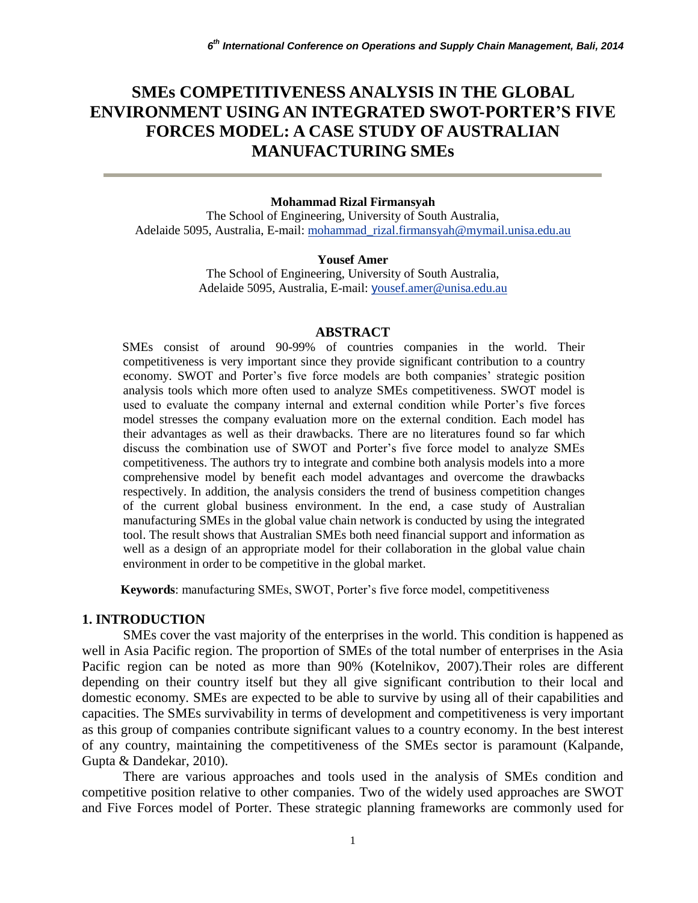# SMEs COMPETITIVENESS ANALYSIS IN THE GLOBAL ENVIRONMENT USING AN INTEGRATED SWOT-PORTER'S FIVE FORCES MODEL: A CASE STUDY OF AUSTRALIAN MANUFACTURING SMEs

**Mohammad Rizal Firmansyah**
The School of Engineering, University of South Australia,
Adelaide 5095, Australia, E-mail: mohammad_rizal.firmansyah@mymail.unisa.edu.au

**Yousef Amer**
The School of Engineering, University of South Australia,
Adelaide 5095, Australia, E-mail: yousef.amer@unisa.edu.au

## ABSTRACT

SMEs consist of around 90-99% of countries companies in the world. Their competitiveness is very important since they provide significant contribution to a country economy. SWOT and Porter's five force models are both companies' strategic position analysis tools which more often used to analyze SMEs competitiveness. SWOT model is used to evaluate the company internal and external condition while Porter's five forces model stresses the company evaluation more on the external condition. Each model has their advantages as well as their drawbacks. There are no literatures found so far which discuss the combination use of SWOT and Porter's five force model to analyze SMEs competitiveness. The authors try to integrate and combine both analysis models into a more comprehensive model by benefit each model advantages and overcome the drawbacks respectively. In addition, the analysis considers the trend of business competition changes of the current global business environment. In the end, a case study of Australian manufacturing SMEs in the global value chain network is conducted by using the integrated tool. The result shows that Australian SMEs both need financial support and information as well as a design of an appropriate model for their collaboration in the global value chain environment in order to be competitive in the global market.

**Keywords**: manufacturing SMEs, SWOT, Porter's five force model, competitiveness

## 1. INTRODUCTION

SMEs cover the vast majority of the enterprises in the world. This condition is happened as well in Asia Pacific region. The proportion of SMEs of the total number of enterprises in the Asia Pacific region can be noted as more than 90% (Kotelnikov, 2007).Their roles are different depending on their country itself but they all give significant contribution to their local and domestic economy. SMEs are expected to be able to survive by using all of their capabilities and capacities. The SMEs survivability in terms of development and competitiveness is very important as this group of companies contribute significant values to a country economy. In the best interest of any country, maintaining the competitiveness of the SMEs sector is paramount (Kalpande, Gupta & Dandekar, 2010).

There are various approaches and tools used in the analysis of SMEs condition and competitive position relative to other companies. Two of the widely used approaches are SWOT and Five Forces model of Porter. These strategic planning frameworks are commonly used for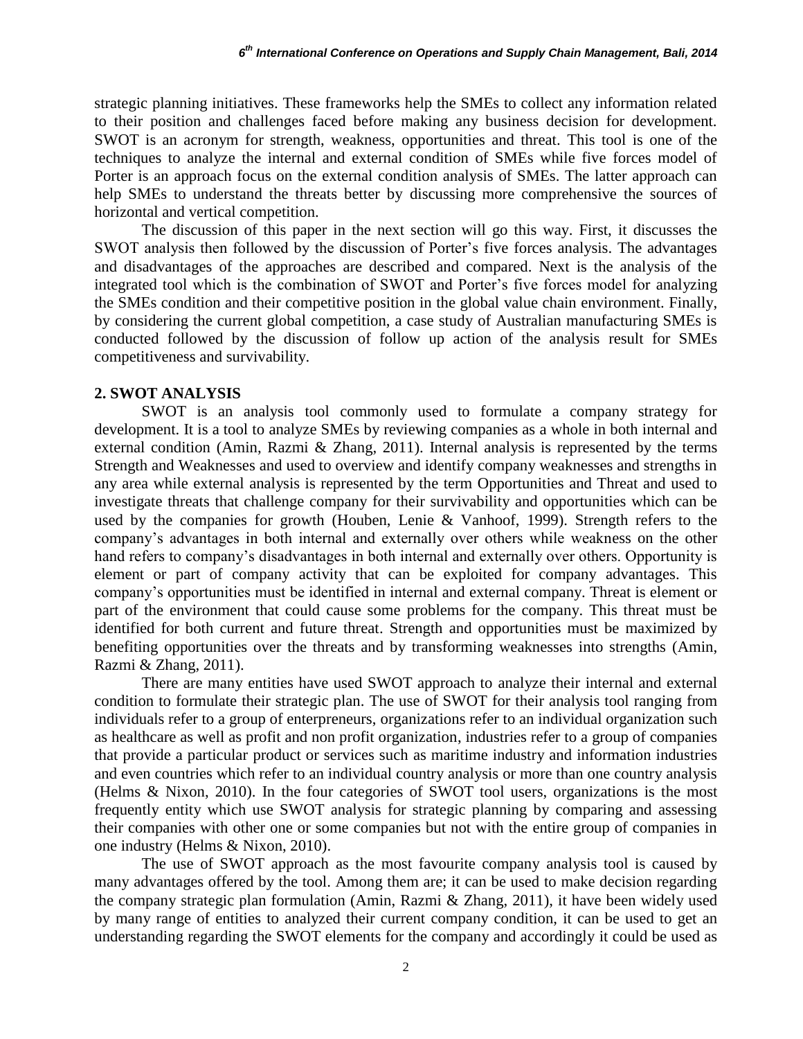strategic planning initiatives. These frameworks help the SMEs to collect any information related to their position and challenges faced before making any business decision for development. SWOT is an acronym for strength, weakness, opportunities and threat. This tool is one of the techniques to analyze the internal and external condition of SMEs while five forces model of Porter is an approach focus on the external condition analysis of SMEs. The latter approach can help SMEs to understand the threats better by discussing more comprehensive the sources of horizontal and vertical competition.

The discussion of this paper in the next section will go this way. First, it discusses the SWOT analysis then followed by the discussion of Porter's five forces analysis. The advantages and disadvantages of the approaches are described and compared. Next is the analysis of the integrated tool which is the combination of SWOT and Porter's five forces model for analyzing the SMEs condition and their competitive position in the global value chain environment. Finally, by considering the current global competition, a case study of Australian manufacturing SMEs is conducted followed by the discussion of follow up action of the analysis result for SMEs competitiveness and survivability.

## 2. SWOT ANALYSIS

SWOT is an analysis tool commonly used to formulate a company strategy for development. It is a tool to analyze SMEs by reviewing companies as a whole in both internal and external condition (Amin, Razmi & Zhang, 2011). Internal analysis is represented by the terms Strength and Weaknesses and used to overview and identify company weaknesses and strengths in any area while external analysis is represented by the term Opportunities and Threat and used to investigate threats that challenge company for their survivability and opportunities which can be used by the companies for growth (Houben, Lenie & Vanhoof, 1999). Strength refers to the company's advantages in both internal and externally over others while weakness on the other hand refers to company's disadvantages in both internal and externally over others. Opportunity is element or part of company activity that can be exploited for company advantages. This company's opportunities must be identified in internal and external company. Threat is element or part of the environment that could cause some problems for the company. This threat must be identified for both current and future threat. Strength and opportunities must be maximized by benefiting opportunities over the threats and by transforming weaknesses into strengths (Amin, Razmi & Zhang, 2011).

There are many entities have used SWOT approach to analyze their internal and external condition to formulate their strategic plan. The use of SWOT for their analysis tool ranging from individuals refer to a group of enterpreneurs, organizations refer to an individual organization such as healthcare as well as profit and non profit organization, industries refer to a group of companies that provide a particular product or services such as maritime industry and information industries and even countries which refer to an individual country analysis or more than one country analysis (Helms & Nixon, 2010). In the four categories of SWOT tool users, organizations is the most frequently entity which use SWOT analysis for strategic planning by comparing and assessing their companies with other one or some companies but not with the entire group of companies in one industry (Helms & Nixon, 2010).

The use of SWOT approach as the most favourite company analysis tool is caused by many advantages offered by the tool. Among them are; it can be used to make decision regarding the company strategic plan formulation (Amin, Razmi & Zhang, 2011), it have been widely used by many range of entities to analyzed their current company condition, it can be used to get an understanding regarding the SWOT elements for the company and accordingly it could be used as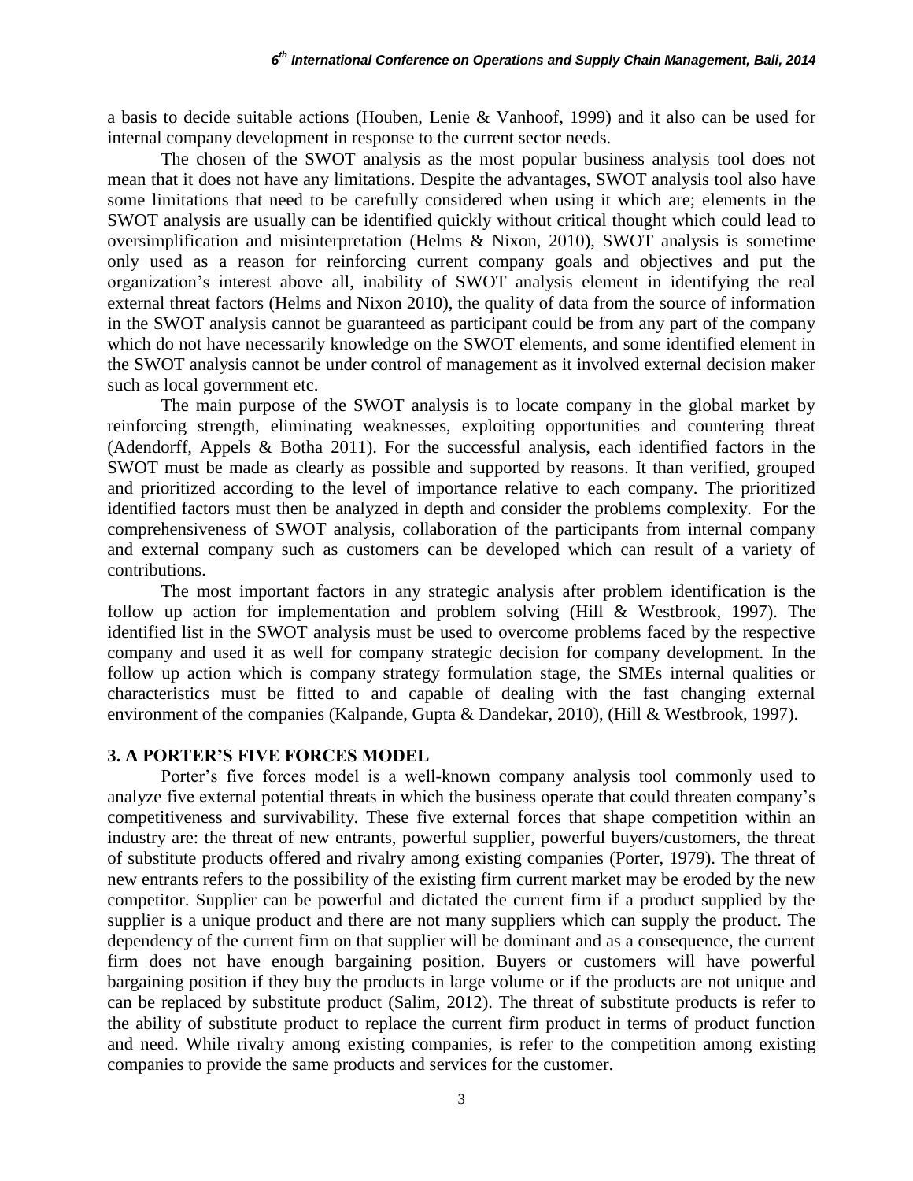a basis to decide suitable actions (Houben, Lenie & Vanhoof, 1999) and it also can be used for internal company development in response to the current sector needs.

The chosen of the SWOT analysis as the most popular business analysis tool does not mean that it does not have any limitations. Despite the advantages, SWOT analysis tool also have some limitations that need to be carefully considered when using it which are; elements in the SWOT analysis are usually can be identified quickly without critical thought which could lead to oversimplification and misinterpretation (Helms & Nixon, 2010), SWOT analysis is sometime only used as a reason for reinforcing current company goals and objectives and put the organization's interest above all, inability of SWOT analysis element in identifying the real external threat factors (Helms and Nixon 2010), the quality of data from the source of information in the SWOT analysis cannot be guaranteed as participant could be from any part of the company which do not have necessarily knowledge on the SWOT elements, and some identified element in the SWOT analysis cannot be under control of management as it involved external decision maker such as local government etc.

The main purpose of the SWOT analysis is to locate company in the global market by reinforcing strength, eliminating weaknesses, exploiting opportunities and countering threat (Adendorff, Appels & Botha 2011). For the successful analysis, each identified factors in the SWOT must be made as clearly as possible and supported by reasons. It than verified, grouped and prioritized according to the level of importance relative to each company. The prioritized identified factors must then be analyzed in depth and consider the problems complexity. For the comprehensiveness of SWOT analysis, collaboration of the participants from internal company and external company such as customers can be developed which can result of a variety of contributions.

The most important factors in any strategic analysis after problem identification is the follow up action for implementation and problem solving (Hill & Westbrook, 1997). The identified list in the SWOT analysis must be used to overcome problems faced by the respective company and used it as well for company strategic decision for company development. In the follow up action which is company strategy formulation stage, the SMEs internal qualities or characteristics must be fitted to and capable of dealing with the fast changing external environment of the companies (Kalpande, Gupta & Dandekar, 2010), (Hill & Westbrook, 1997).

## 3. A PORTER'S FIVE FORCES MODEL

Porter's five forces model is a well-known company analysis tool commonly used to analyze five external potential threats in which the business operate that could threaten company's competitiveness and survivability. These five external forces that shape competition within an industry are: the threat of new entrants, powerful supplier, powerful buyers/customers, the threat of substitute products offered and rivalry among existing companies (Porter, 1979). The threat of new entrants refers to the possibility of the existing firm current market may be eroded by the new competitor. Supplier can be powerful and dictated the current firm if a product supplied by the supplier is a unique product and there are not many suppliers which can supply the product. The dependency of the current firm on that supplier will be dominant and as a consequence, the current firm does not have enough bargaining position. Buyers or customers will have powerful bargaining position if they buy the products in large volume or if the products are not unique and can be replaced by substitute product (Salim, 2012). The threat of substitute products is refer to the ability of substitute product to replace the current firm product in terms of product function and need. While rivalry among existing companies, is refer to the competition among existing companies to provide the same products and services for the customer.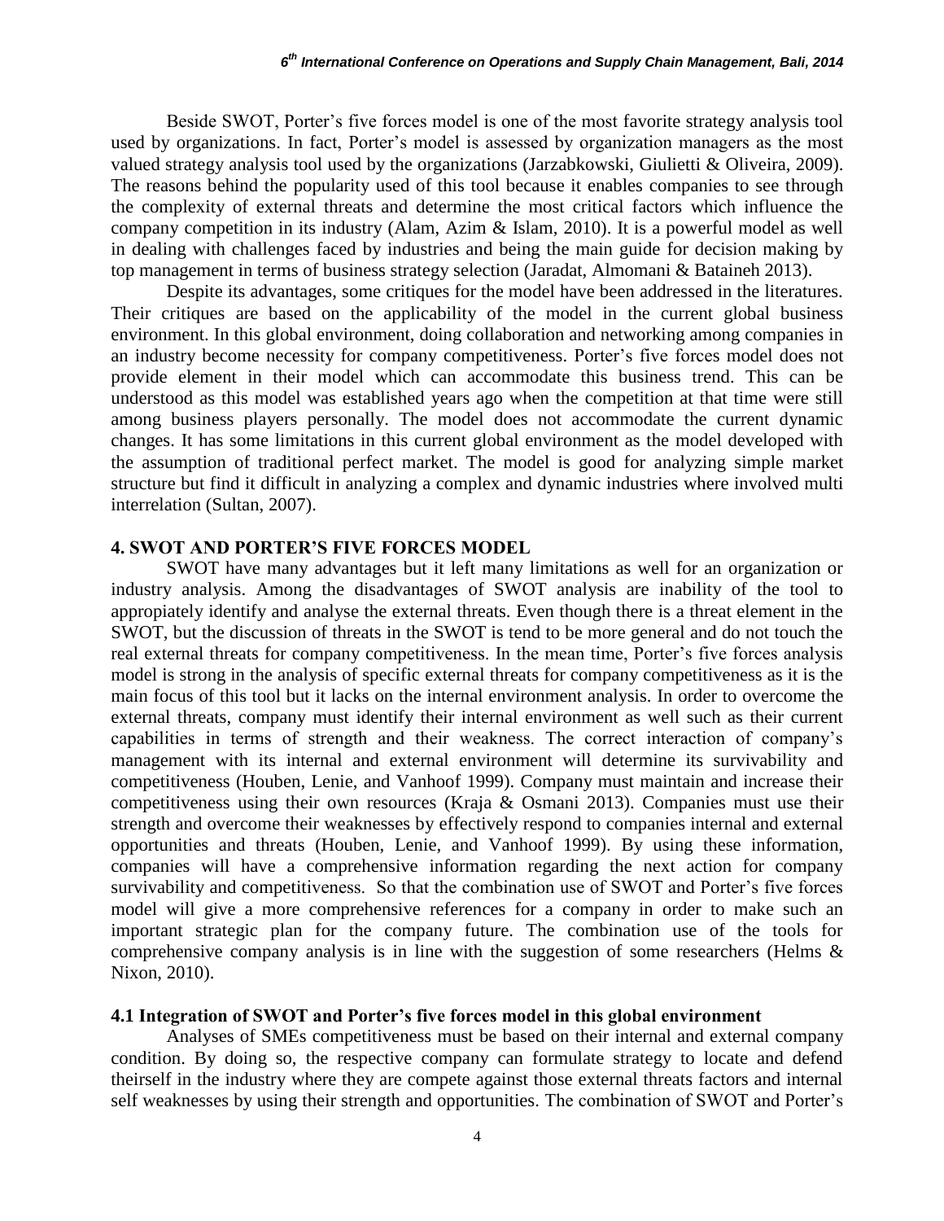Beside SWOT, Porter's five forces model is one of the most favorite strategy analysis tool used by organizations. In fact, Porter's model is assessed by organization managers as the most valued strategy analysis tool used by the organizations (Jarzabkowski, Giulietti & Oliveira, 2009). The reasons behind the popularity used of this tool because it enables companies to see through the complexity of external threats and determine the most critical factors which influence the company competition in its industry (Alam, Azim & Islam, 2010). It is a powerful model as well in dealing with challenges faced by industries and being the main guide for decision making by top management in terms of business strategy selection (Jaradat, Almomani & Bataineh 2013).

Despite its advantages, some critiques for the model have been addressed in the literatures. Their critiques are based on the applicability of the model in the current global business environment. In this global environment, doing collaboration and networking among companies in an industry become necessity for company competitiveness. Porter's five forces model does not provide element in their model which can accommodate this business trend. This can be understood as this model was established years ago when the competition at that time were still among business players personally. The model does not accommodate the current dynamic changes. It has some limitations in this current global environment as the model developed with the assumption of traditional perfect market. The model is good for analyzing simple market structure but find it difficult in analyzing a complex and dynamic industries where involved multi interrelation (Sultan, 2007).

## 4. SWOT AND PORTER'S FIVE FORCES MODEL

SWOT have many advantages but it left many limitations as well for an organization or industry analysis. Among the disadvantages of SWOT analysis are inability of the tool to appropiately identify and analyse the external threats. Even though there is a threat element in the SWOT, but the discussion of threats in the SWOT is tend to be more general and do not touch the real external threats for company competitiveness. In the mean time, Porter's five forces analysis model is strong in the analysis of specific external threats for company competitiveness as it is the main focus of this tool but it lacks on the internal environment analysis. In order to overcome the external threats, company must identify their internal environment as well such as their current capabilities in terms of strength and their weakness. The correct interaction of company's management with its internal and external environment will determine its survivability and competitiveness (Houben, Lenie, and Vanhoof 1999). Company must maintain and increase their competitiveness using their own resources (Kraja & Osmani 2013). Companies must use their strength and overcome their weaknesses by effectively respond to companies internal and external opportunities and threats (Houben, Lenie, and Vanhoof 1999). By using these information, companies will have a comprehensive information regarding the next action for company survivability and competitiveness. So that the combination use of SWOT and Porter's five forces model will give a more comprehensive references for a company in order to make such an important strategic plan for the company future. The combination use of the tools for comprehensive company analysis is in line with the suggestion of some researchers (Helms & Nixon, 2010).

### 4.1 Integration of SWOT and Porter's five forces model in this global environment

Analyses of SMEs competitiveness must be based on their internal and external company condition. By doing so, the respective company can formulate strategy to locate and defend theirself in the industry where they are compete against those external threats factors and internal self weaknesses by using their strength and opportunities. The combination of SWOT and Porter's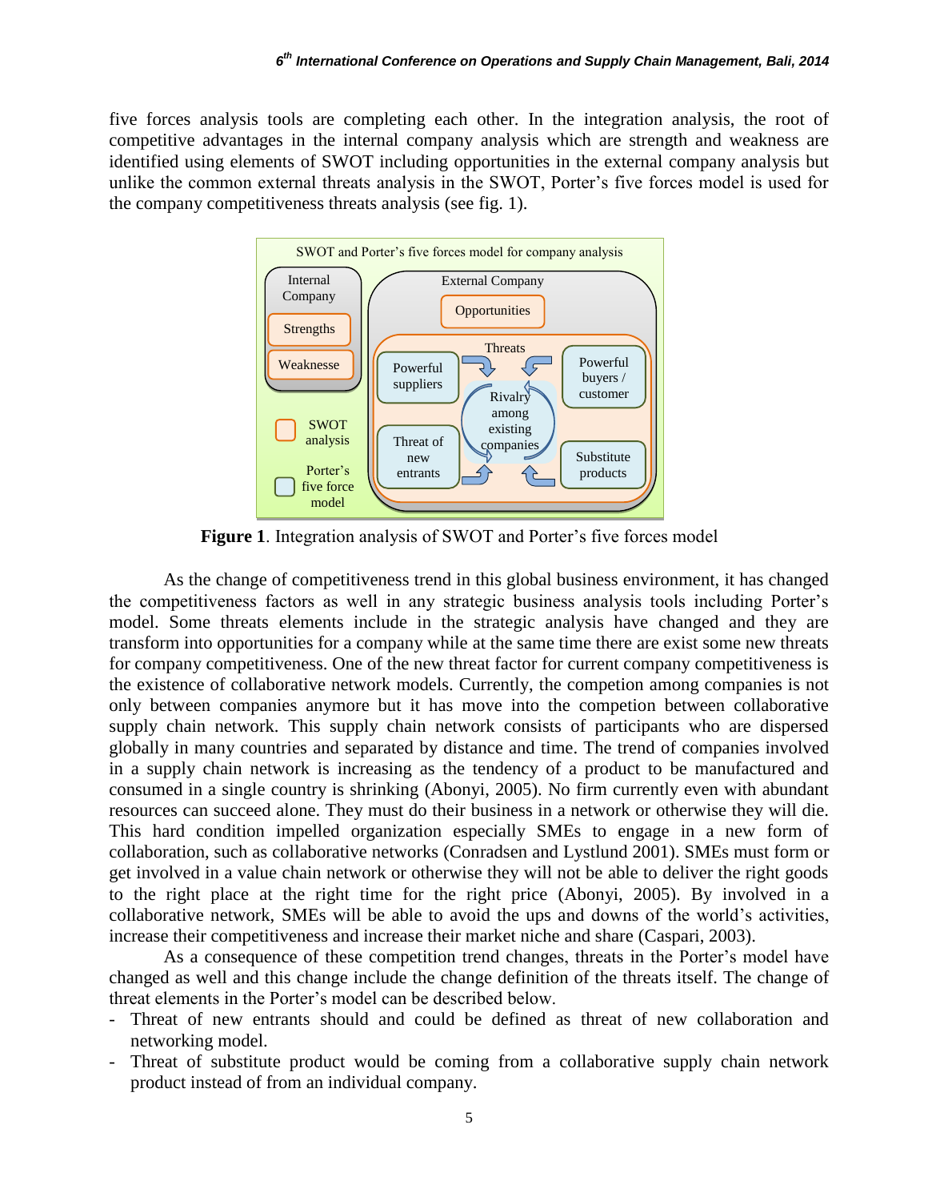five forces analysis tools are completing each other. In the integration analysis, the root of competitive advantages in the internal company analysis which are strength and weakness are identified using elements of SWOT including opportunities in the external company analysis but unlike the common external threats analysis in the SWOT, Porter's five forces model is used for the company competitiveness threats analysis (see fig. 1).

**Figure 1**. Integration analysis of SWOT and Porter's five forces model

As the change of competitiveness trend in this global business environment, it has changed the competitiveness factors as well in any strategic business analysis tools including Porter's model. Some threats elements include in the strategic analysis have changed and they are transform into opportunities for a company while at the same time there are exist some new threats for company competitiveness. One of the new threat factor for current company competitiveness is the existence of collaborative network models. Currently, the competion among companies is not only between companies anymore but it has move into the competion between collaborative supply chain network. This supply chain network consists of participants who are dispersed globally in many countries and separated by distance and time. The trend of companies involved in a supply chain network is increasing as the tendency of a product to be manufactured and consumed in a single country is shrinking (Abonyi, 2005). No firm currently even with abundant resources can succeed alone. They must do their business in a network or otherwise they will die. This hard condition impelled organization especially SMEs to engage in a new form of collaboration, such as collaborative networks (Conradsen and Lystlund 2001). SMEs must form or get involved in a value chain network or otherwise they will not be able to deliver the right goods to the right place at the right time for the right price (Abonyi, 2005). By involved in a collaborative network, SMEs will be able to avoid the ups and downs of the world's activities, increase their competitiveness and increase their market niche and share (Caspari, 2003).

As a consequence of these competition trend changes, threats in the Porter's model have changed as well and this change include the change definition of the threats itself. The change of threat elements in the Porter's model can be described below.

- Threat of new entrants should and could be defined as threat of new collaboration and networking model.
- Threat of substitute product would be coming from a collaborative supply chain network product instead of from an individual company.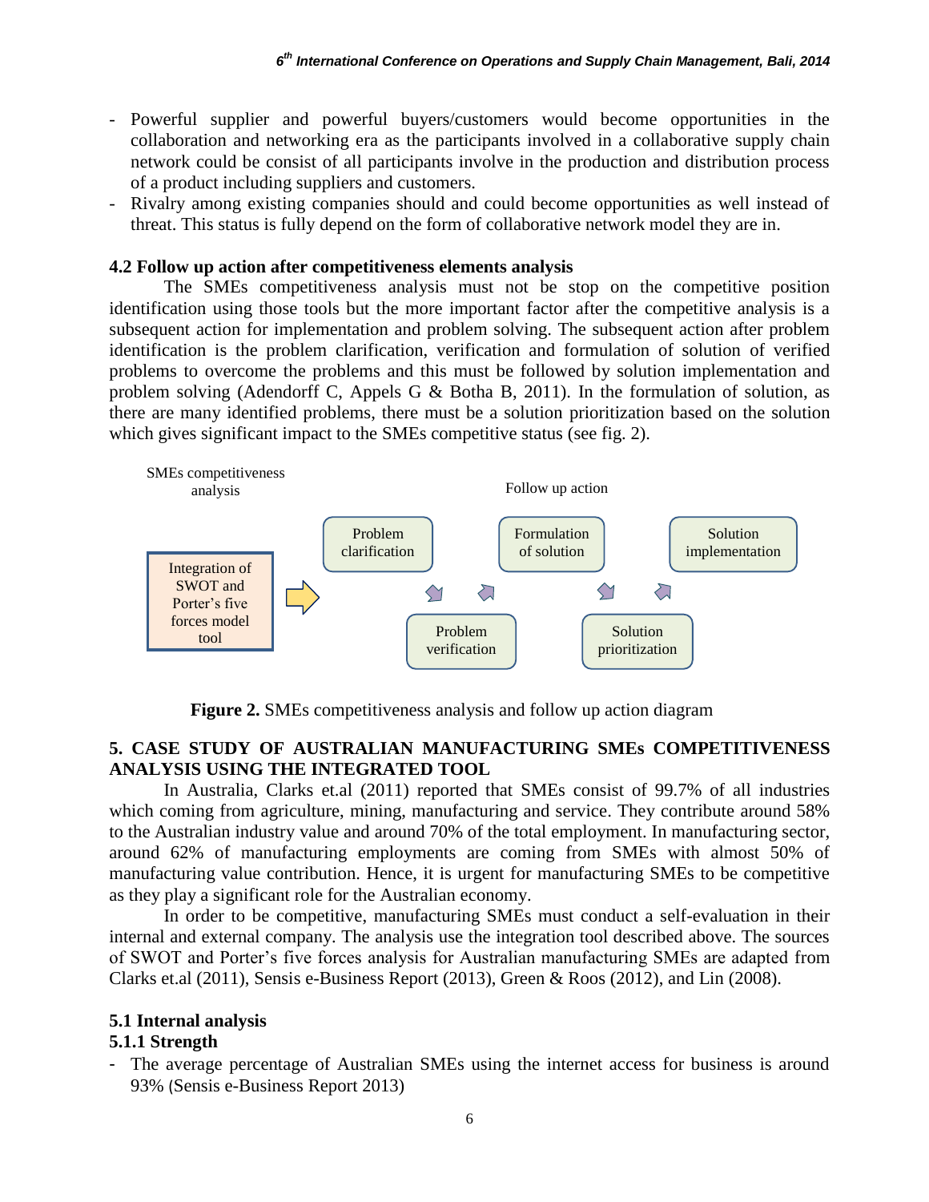- Powerful supplier and powerful buyers/customers would become opportunities in the collaboration and networking era as the participants involved in a collaborative supply chain network could be consist of all participants involve in the production and distribution process of a product including suppliers and customers.
- Rivalry among existing companies should and could become opportunities as well instead of threat. This status is fully depend on the form of collaborative network model they are in.

### 4.2 Follow up action after competitiveness elements analysis

The SMEs competitiveness analysis must not be stop on the competitive position identification using those tools but the more important factor after the competitive analysis is a subsequent action for implementation and problem solving. The subsequent action after problem identification is the problem clarification, verification and formulation of solution of verified problems to overcome the problems and this must be followed by solution implementation and problem solving (Adendorff C, Appels G & Botha B, 2011). In the formulation of solution, as there are many identified problems, there must be a solution prioritization based on the solution which gives significant impact to the SMEs competitive status (see fig. 2).

SMEs competitiveness analysis

Follow up action

Integration of SWOT and Porter's five forces model tool

Problem clarification

Problem verification

Formulation of solution

Solution prioritization

Solution implementation

**Figure 2.** SMEs competitiveness analysis and follow up action diagram

## 5. CASE STUDY OF AUSTRALIAN MANUFACTURING SMEs COMPETITIVENESS ANALYSIS USING THE INTEGRATED TOOL

In Australia, Clarks et.al (2011) reported that SMEs consist of 99.7% of all industries which coming from agriculture, mining, manufacturing and service. They contribute around 58% to the Australian industry value and around 70% of the total employment. In manufacturing sector, around 62% of manufacturing employments are coming from SMEs with almost 50% of manufacturing value contribution. Hence, it is urgent for manufacturing SMEs to be competitive as they play a significant role for the Australian economy.

In order to be competitive, manufacturing SMEs must conduct a self-evaluation in their internal and external company. The analysis use the integration tool described above. The sources of SWOT and Porter's five forces analysis for Australian manufacturing SMEs are adapted from Clarks et.al (2011), Sensis e-Business Report (2013), Green & Roos (2012), and Lin (2008).

### 5.1 Internal analysis

#### 5.1.1 Strength

- The average percentage of Australian SMEs using the internet access for business is around 93% (Sensis e-Business Report 2013)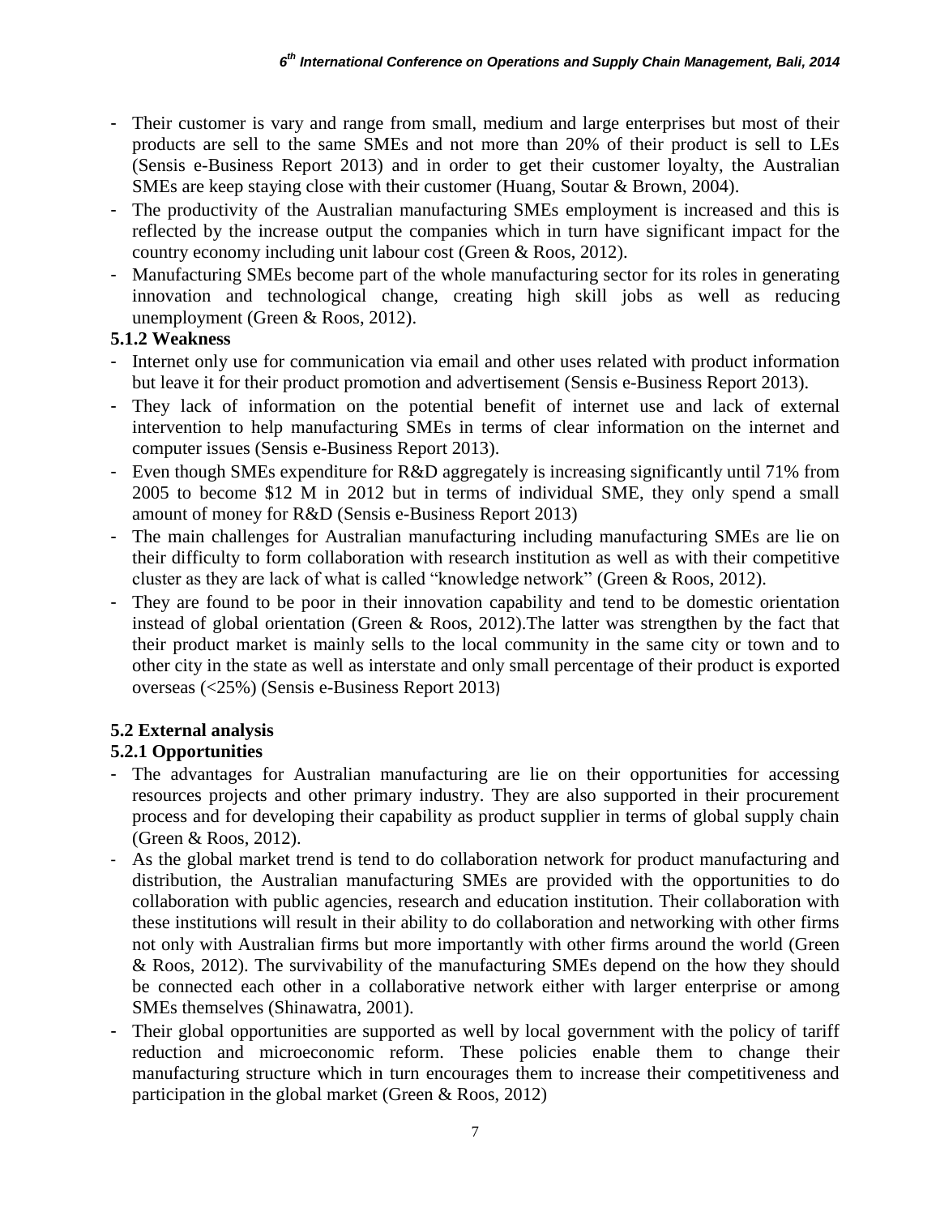- Their customer is vary and range from small, medium and large enterprises but most of their products are sell to the same SMEs and not more than 20% of their product is sell to LEs (Sensis e-Business Report 2013) and in order to get their customer loyalty, the Australian SMEs are keep staying close with their customer (Huang, Soutar & Brown, 2004).
- The productivity of the Australian manufacturing SMEs employment is increased and this is reflected by the increase output the companies which in turn have significant impact for the country economy including unit labour cost (Green & Roos, 2012).
- Manufacturing SMEs become part of the whole manufacturing sector for its roles in generating innovation and technological change, creating high skill jobs as well as reducing unemployment (Green & Roos, 2012).

### 5.1.2 Weakness

- Internet only use for communication via email and other uses related with product information but leave it for their product promotion and advertisement (Sensis e-Business Report 2013).
- They lack of information on the potential benefit of internet use and lack of external intervention to help manufacturing SMEs in terms of clear information on the internet and computer issues (Sensis e-Business Report 2013).
- Even though SMEs expenditure for R&D aggregately is increasing significantly until 71% from 2005 to become $12 M in 2012 but in terms of individual SME, they only spend a small amount of money for R&D (Sensis e-Business Report 2013)
- The main challenges for Australian manufacturing including manufacturing SMEs are lie on their difficulty to form collaboration with research institution as well as with their competitive cluster as they are lack of what is called "knowledge network" (Green & Roos, 2012).
- They are found to be poor in their innovation capability and tend to be domestic orientation instead of global orientation (Green & Roos, 2012).The latter was strengthen by the fact that their product market is mainly sells to the local community in the same city or town and to other city in the state as well as interstate and only small percentage of their product is exported overseas (<25%) (Sensis e-Business Report 2013)

## 5.2 External analysis

### 5.2.1 Opportunities

- The advantages for Australian manufacturing are lie on their opportunities for accessing resources projects and other primary industry. They are also supported in their procurement process and for developing their capability as product supplier in terms of global supply chain (Green & Roos, 2012).
- As the global market trend is tend to do collaboration network for product manufacturing and distribution, the Australian manufacturing SMEs are provided with the opportunities to do collaboration with public agencies, research and education institution. Their collaboration with these institutions will result in their ability to do collaboration and networking with other firms not only with Australian firms but more importantly with other firms around the world (Green & Roos, 2012). The survivability of the manufacturing SMEs depend on the how they should be connected each other in a collaborative network either with larger enterprise or among SMEs themselves (Shinawatra, 2001).
- Their global opportunities are supported as well by local government with the policy of tariff reduction and microeconomic reform. These policies enable them to change their manufacturing structure which in turn encourages them to increase their competitiveness and participation in the global market (Green & Roos, 2012)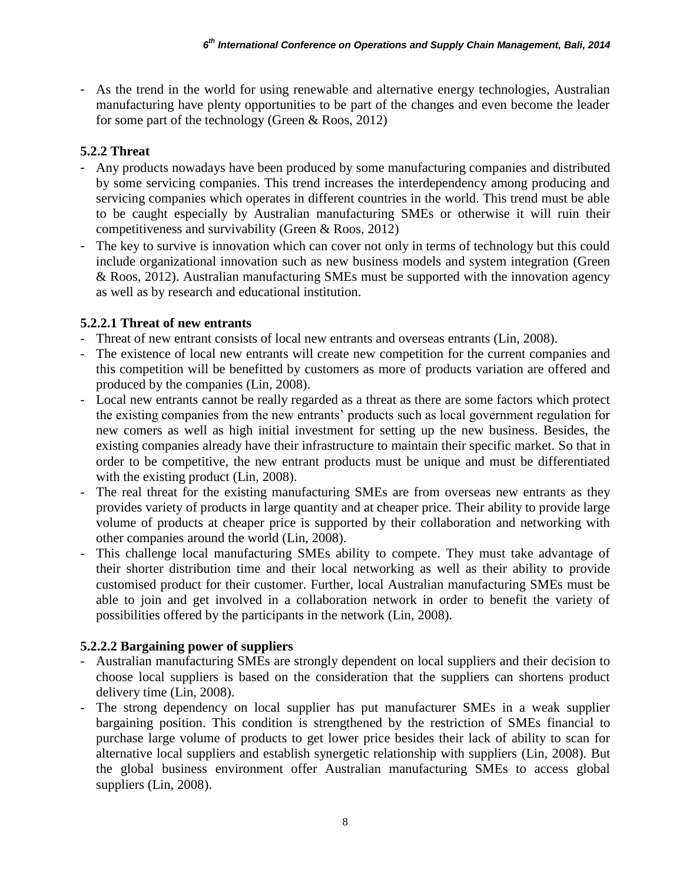- As the trend in the world for using renewable and alternative energy technologies, Australian manufacturing have plenty opportunities to be part of the changes and even become the leader for some part of the technology (Green & Roos, 2012)

### 5.2.2 Threat

- Any products nowadays have been produced by some manufacturing companies and distributed by some servicing companies. This trend increases the interdependency among producing and servicing companies which operates in different countries in the world. This trend must be able to be caught especially by Australian manufacturing SMEs or otherwise it will ruin their competitiveness and survivability (Green & Roos, 2012)
- The key to survive is innovation which can cover not only in terms of technology but this could include organizational innovation such as new business models and system integration (Green & Roos, 2012). Australian manufacturing SMEs must be supported with the innovation agency as well as by research and educational institution.

#### 5.2.2.1 Threat of new entrants

- Threat of new entrant consists of local new entrants and overseas entrants (Lin, 2008).
- The existence of local new entrants will create new competition for the current companies and this competition will be benefitted by customers as more of products variation are offered and produced by the companies (Lin, 2008).
- Local new entrants cannot be really regarded as a threat as there are some factors which protect the existing companies from the new entrants' products such as local government regulation for new comers as well as high initial investment for setting up the new business. Besides, the existing companies already have their infrastructure to maintain their specific market. So that in order to be competitive, the new entrant products must be unique and must be differentiated with the existing product (Lin, 2008).
- The real threat for the existing manufacturing SMEs are from overseas new entrants as they provides variety of products in large quantity and at cheaper price. Their ability to provide large volume of products at cheaper price is supported by their collaboration and networking with other companies around the world (Lin, 2008).
- This challenge local manufacturing SMEs ability to compete. They must take advantage of their shorter distribution time and their local networking as well as their ability to provide customised product for their customer. Further, local Australian manufacturing SMEs must be able to join and get involved in a collaboration network in order to benefit the variety of possibilities offered by the participants in the network (Lin, 2008).

#### 5.2.2.2 Bargaining power of suppliers

- Australian manufacturing SMEs are strongly dependent on local suppliers and their decision to choose local suppliers is based on the consideration that the suppliers can shortens product delivery time (Lin, 2008).
- The strong dependency on local supplier has put manufacturer SMEs in a weak supplier bargaining position. This condition is strengthened by the restriction of SMEs financial to purchase large volume of products to get lower price besides their lack of ability to scan for alternative local suppliers and establish synergetic relationship with suppliers (Lin, 2008). But the global business environment offer Australian manufacturing SMEs to access global suppliers (Lin, 2008).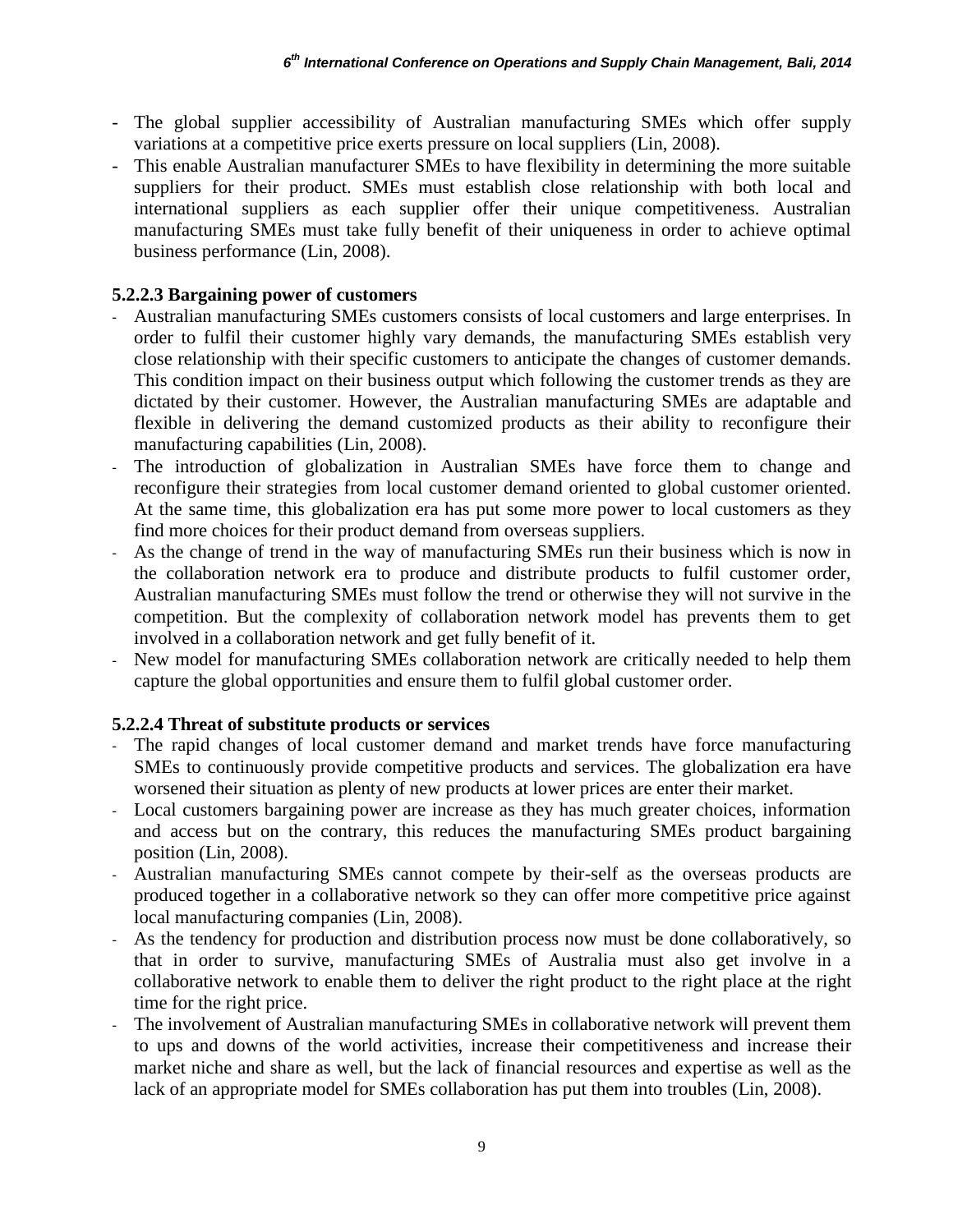- The global supplier accessibility of Australian manufacturing SMEs which offer supply variations at a competitive price exerts pressure on local suppliers (Lin, 2008).
- This enable Australian manufacturer SMEs to have flexibility in determining the more suitable suppliers for their product. SMEs must establish close relationship with both local and international suppliers as each supplier offer their unique competitiveness. Australian manufacturing SMEs must take fully benefit of their uniqueness in order to achieve optimal business performance (Lin, 2008).

**5.2.2.3 Bargaining power of customers**

- Australian manufacturing SMEs customers consists of local customers and large enterprises. In order to fulfil their customer highly vary demands, the manufacturing SMEs establish very close relationship with their specific customers to anticipate the changes of customer demands. This condition impact on their business output which following the customer trends as they are dictated by their customer. However, the Australian manufacturing SMEs are adaptable and flexible in delivering the demand customized products as their ability to reconfigure their manufacturing capabilities (Lin, 2008).
- The introduction of globalization in Australian SMEs have force them to change and reconfigure their strategies from local customer demand oriented to global customer oriented. At the same time, this globalization era has put some more power to local customers as they find more choices for their product demand from overseas suppliers.
- As the change of trend in the way of manufacturing SMEs run their business which is now in the collaboration network era to produce and distribute products to fulfil customer order, Australian manufacturing SMEs must follow the trend or otherwise they will not survive in the competition. But the complexity of collaboration network model has prevents them to get involved in a collaboration network and get fully benefit of it.
- New model for manufacturing SMEs collaboration network are critically needed to help them capture the global opportunities and ensure them to fulfil global customer order.

**5.2.2.4 Threat of substitute products or services**

- The rapid changes of local customer demand and market trends have force manufacturing SMEs to continuously provide competitive products and services. The globalization era have worsened their situation as plenty of new products at lower prices are enter their market.
- Local customers bargaining power are increase as they has much greater choices, information and access but on the contrary, this reduces the manufacturing SMEs product bargaining position (Lin, 2008).
- Australian manufacturing SMEs cannot compete by their-self as the overseas products are produced together in a collaborative network so they can offer more competitive price against local manufacturing companies (Lin, 2008).
- As the tendency for production and distribution process now must be done collaboratively, so that in order to survive, manufacturing SMEs of Australia must also get involve in a collaborative network to enable them to deliver the right product to the right place at the right time for the right price.
- The involvement of Australian manufacturing SMEs in collaborative network will prevent them to ups and downs of the world activities, increase their competitiveness and increase their market niche and share as well, but the lack of financial resources and expertise as well as the lack of an appropriate model for SMEs collaboration has put them into troubles (Lin, 2008).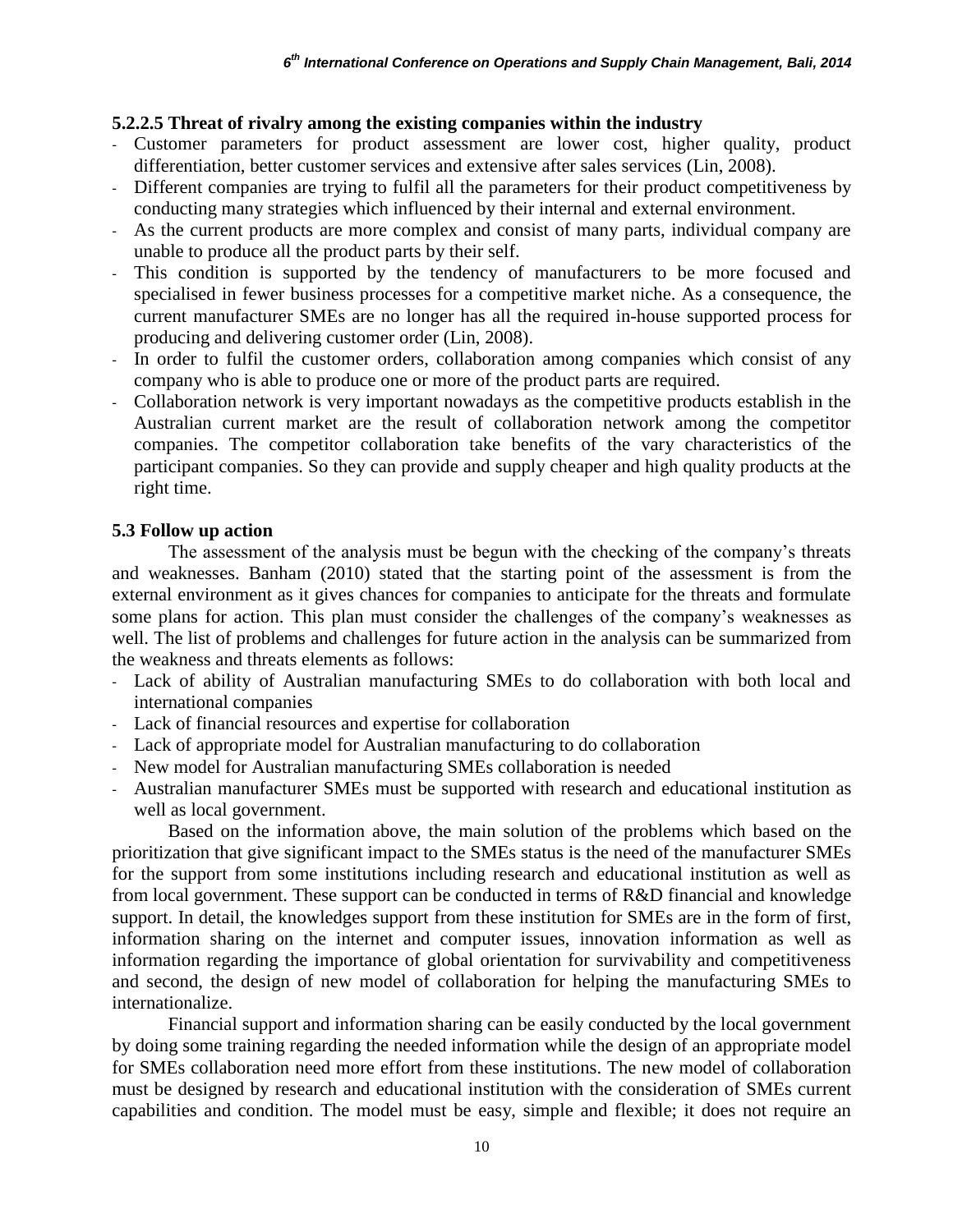#### 5.2.2.5 Threat of rivalry among the existing companies within the industry

- Customer parameters for product assessment are lower cost, higher quality, product differentiation, better customer services and extensive after sales services (Lin, 2008).
- Different companies are trying to fulfil all the parameters for their product competitiveness by conducting many strategies which influenced by their internal and external environment.
- As the current products are more complex and consist of many parts, individual company are unable to produce all the product parts by their self.
- This condition is supported by the tendency of manufacturers to be more focused and specialised in fewer business processes for a competitive market niche. As a consequence, the current manufacturer SMEs are no longer has all the required in-house supported process for producing and delivering customer order (Lin, 2008).
- In order to fulfil the customer orders, collaboration among companies which consist of any company who is able to produce one or more of the product parts are required.
- Collaboration network is very important nowadays as the competitive products establish in the Australian current market are the result of collaboration network among the competitor companies. The competitor collaboration take benefits of the vary characteristics of the participant companies. So they can provide and supply cheaper and high quality products at the right time.

### 5.3 Follow up action

The assessment of the analysis must be begun with the checking of the company's threats and weaknesses. Banham (2010) stated that the starting point of the assessment is from the external environment as it gives chances for companies to anticipate for the threats and formulate some plans for action. This plan must consider the challenges of the company's weaknesses as well. The list of problems and challenges for future action in the analysis can be summarized from the weakness and threats elements as follows:

- Lack of ability of Australian manufacturing SMEs to do collaboration with both local and international companies
- Lack of financial resources and expertise for collaboration
- Lack of appropriate model for Australian manufacturing to do collaboration
- New model for Australian manufacturing SMEs collaboration is needed
- Australian manufacturer SMEs must be supported with research and educational institution as well as local government.

Based on the information above, the main solution of the problems which based on the prioritization that give significant impact to the SMEs status is the need of the manufacturer SMEs for the support from some institutions including research and educational institution as well as from local government. These support can be conducted in terms of R&D financial and knowledge support. In detail, the knowledges support from these institution for SMEs are in the form of first, information sharing on the internet and computer issues, innovation information as well as information regarding the importance of global orientation for survivability and competitiveness and second, the design of new model of collaboration for helping the manufacturing SMEs to internationalize.

Financial support and information sharing can be easily conducted by the local government by doing some training regarding the needed information while the design of an appropriate model for SMEs collaboration need more effort from these institutions. The new model of collaboration must be designed by research and educational institution with the consideration of SMEs current capabilities and condition. The model must be easy, simple and flexible; it does not require an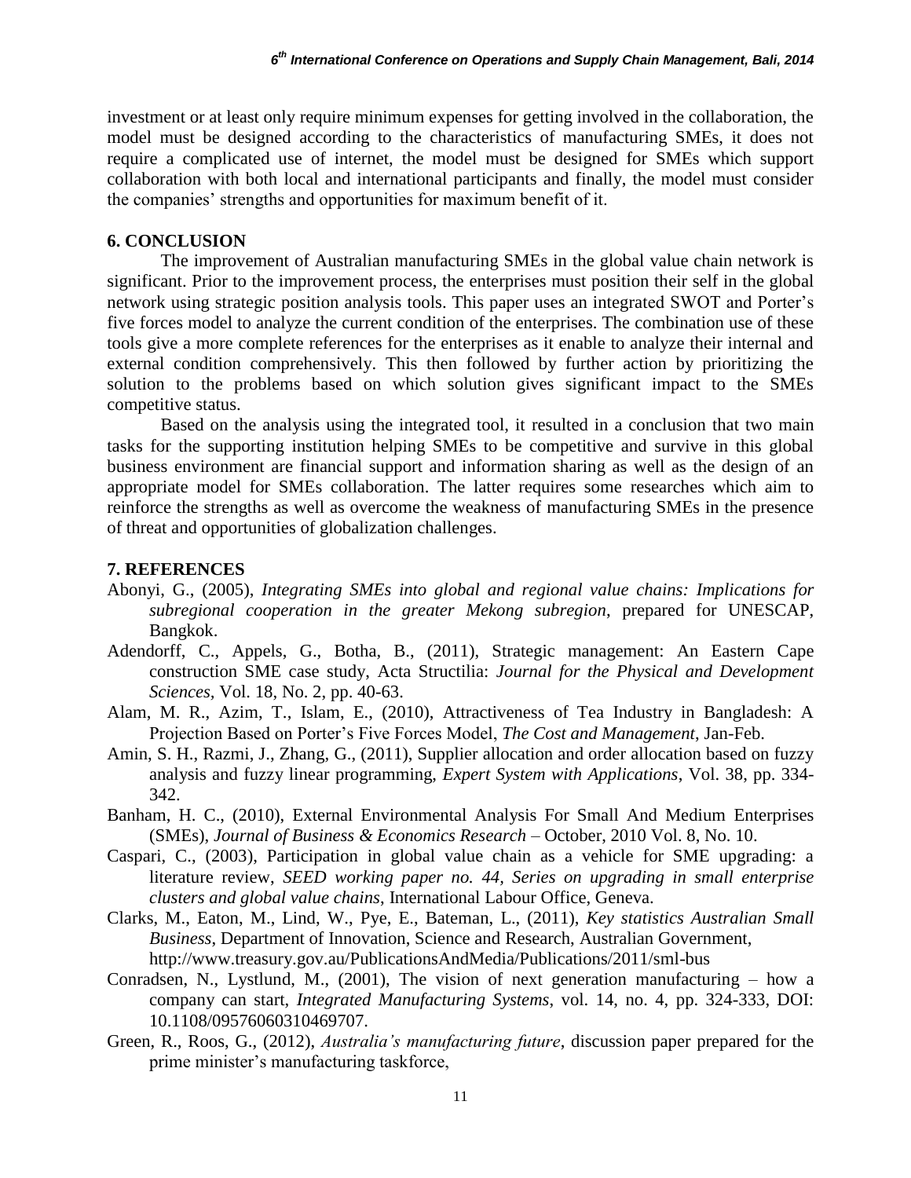investment or at least only require minimum expenses for getting involved in the collaboration, the model must be designed according to the characteristics of manufacturing SMEs, it does not require a complicated use of internet, the model must be designed for SMEs which support collaboration with both local and international participants and finally, the model must consider the companies' strengths and opportunities for maximum benefit of it.

## 6. CONCLUSION

The improvement of Australian manufacturing SMEs in the global value chain network is significant. Prior to the improvement process, the enterprises must position their self in the global network using strategic position analysis tools. This paper uses an integrated SWOT and Porter's five forces model to analyze the current condition of the enterprises. The combination use of these tools give a more complete references for the enterprises as it enable to analyze their internal and external condition comprehensively. This then followed by further action by prioritizing the solution to the problems based on which solution gives significant impact to the SMEs competitive status.

Based on the analysis using the integrated tool, it resulted in a conclusion that two main tasks for the supporting institution helping SMEs to be competitive and survive in this global business environment are financial support and information sharing as well as the design of an appropriate model for SMEs collaboration. The latter requires some researches which aim to reinforce the strengths as well as overcome the weakness of manufacturing SMEs in the presence of threat and opportunities of globalization challenges.

## 7. REFERENCES

Abonyi, G., (2005), *Integrating SMEs into global and regional value chains: Implications for subregional cooperation in the greater Mekong subregion*, prepared for UNESCAP, Bangkok.

Adendorff, C., Appels, G., Botha, B., (2011), Strategic management: An Eastern Cape construction SME case study, Acta Structilia: *Journal for the Physical and Development Sciences*, Vol. 18, No. 2, pp. 40-63.

Alam, M. R., Azim, T., Islam, E., (2010), Attractiveness of Tea Industry in Bangladesh: A Projection Based on Porter's Five Forces Model, *The Cost and Management*, Jan-Feb.

Amin, S. H., Razmi, J., Zhang, G., (2011), Supplier allocation and order allocation based on fuzzy analysis and fuzzy linear programming, *Expert System with Applications*, Vol. 38, pp. 334-342.

Banham, H. C., (2010), External Environmental Analysis For Small And Medium Enterprises (SMEs), *Journal of Business & Economics Research* – October, 2010 Vol. 8, No. 10.

Caspari, C., (2003), Participation in global value chain as a vehicle for SME upgrading: a literature review, *SEED working paper no. 44, Series on upgrading in small enterprise clusters and global value chains*, International Labour Office, Geneva.

Clarks, M., Eaton, M., Lind, W., Pye, E., Bateman, L., (2011), *Key statistics Australian Small Business*, Department of Innovation, Science and Research, Australian Government, http://www.treasury.gov.au/PublicationsAndMedia/Publications/2011/sml-bus

Conradsen, N., Lystlund, M., (2001), The vision of next generation manufacturing – how a company can start, *Integrated Manufacturing Systems*, vol. 14, no. 4, pp. 324-333, DOI: 10.1108/09576060310469707.

Green, R., Roos, G., (2012), *Australia's manufacturing future*, discussion paper prepared for the prime minister's manufacturing taskforce,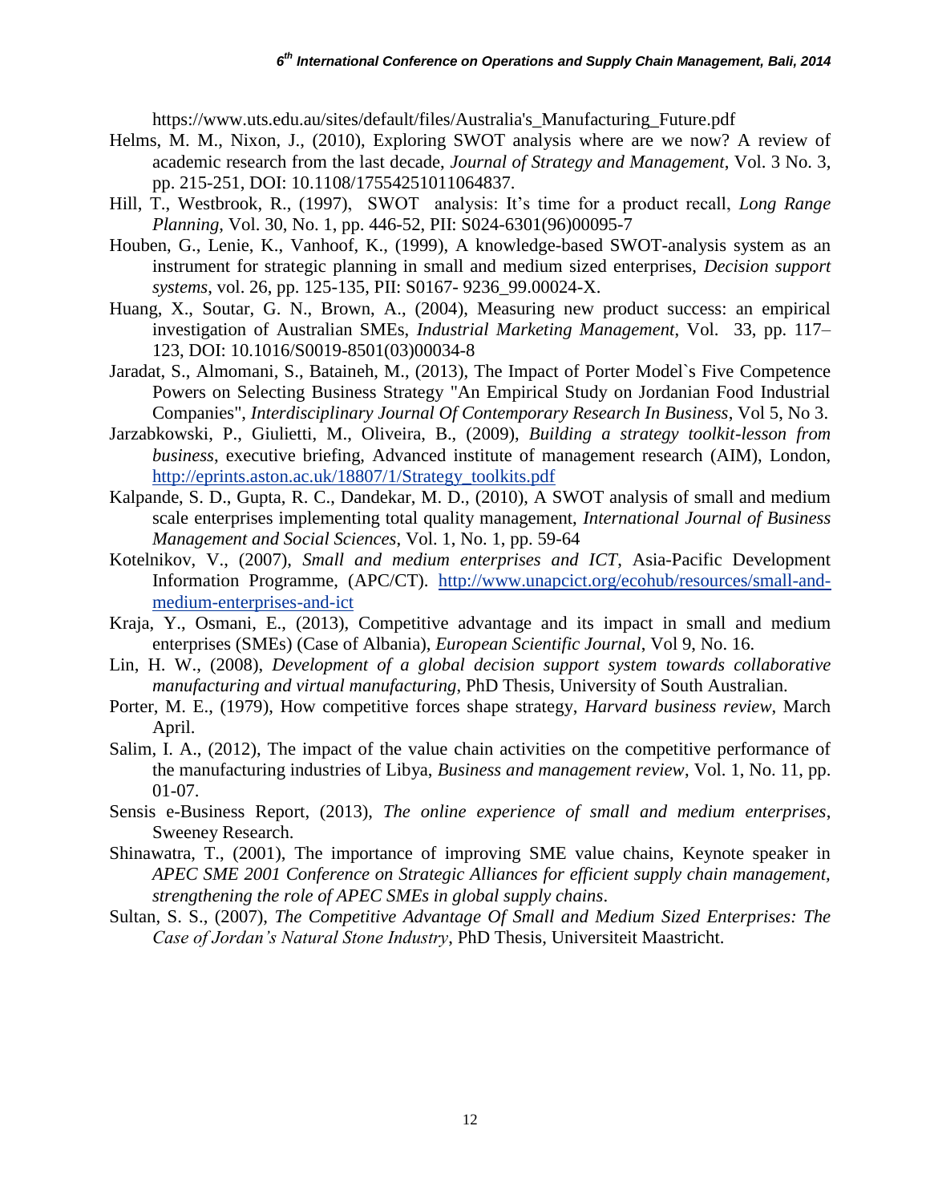https://www.uts.edu.au/sites/default/files/Australia's_Manufacturing_Future.pdf

Helms, M. M., Nixon, J., (2010), Exploring SWOT analysis where are we now? A review of academic research from the last decade, *Journal of Strategy and Management*, Vol. 3 No. 3, pp. 215-251, DOI: 10.1108/17554251011064837.

Hill, T., Westbrook, R., (1997), SWOT analysis: It's time for a product recall, *Long Range Planning*, Vol. 30, No. 1, pp. 446-52, PII: S024-6301(96)00095-7

Houben, G., Lenie, K., Vanhoof, K., (1999), A knowledge-based SWOT-analysis system as an instrument for strategic planning in small and medium sized enterprises, *Decision support systems*, vol. 26, pp. 125-135, PII: S0167- 9236_99.00024-X.

Huang, X., Soutar, G. N., Brown, A., (2004), Measuring new product success: an empirical investigation of Australian SMEs, *Industrial Marketing Management*, Vol. 33, pp. 117–123, DOI: 10.1016/S0019-8501(03)00034-8

Jaradat, S., Almomani, S., Bataineh, M., (2013), The Impact of Porter Model`s Five Competence Powers on Selecting Business Strategy "An Empirical Study on Jordanian Food Industrial Companies", *Interdisciplinary Journal Of Contemporary Research In Business*, Vol 5, No 3.

Jarzabkowski, P., Giulietti, M., Oliveira, B., (2009), *Building a strategy toolkit-lesson from business*, executive briefing, Advanced institute of management research (AIM), London, http://eprints.aston.ac.uk/18807/1/Strategy_toolkits.pdf

Kalpande, S. D., Gupta, R. C., Dandekar, M. D., (2010), A SWOT analysis of small and medium scale enterprises implementing total quality management, *International Journal of Business Management and Social Sciences*, Vol. 1, No. 1, pp. 59-64

Kotelnikov, V., (2007), *Small and medium enterprises and ICT*, Asia-Pacific Development Information Programme, (APC/CT). http://www.unapcict.org/ecohub/resources/small-and-medium-enterprises-and-ict

Kraja, Y., Osmani, E., (2013), Competitive advantage and its impact in small and medium enterprises (SMEs) (Case of Albania), *European Scientific Journal*, Vol 9, No. 16.

Lin, H. W., (2008), *Development of a global decision support system towards collaborative manufacturing and virtual manufacturing*, PhD Thesis, University of South Australian.

Porter, M. E., (1979), How competitive forces shape strategy, *Harvard business review*, March April.

Salim, I. A., (2012), The impact of the value chain activities on the competitive performance of the manufacturing industries of Libya, *Business and management review*, Vol. 1, No. 11, pp. 01-07.

Sensis e-Business Report, (2013), *The online experience of small and medium enterprises*, Sweeney Research.

Shinawatra, T., (2001), The importance of improving SME value chains, Keynote speaker in *APEC SME 2001 Conference on Strategic Alliances for efficient supply chain management, strengthening the role of APEC SMEs in global supply chains*.

Sultan, S. S., (2007), *The Competitive Advantage Of Small and Medium Sized Enterprises: The Case of Jordan's Natural Stone Industry*, PhD Thesis, Universiteit Maastricht.